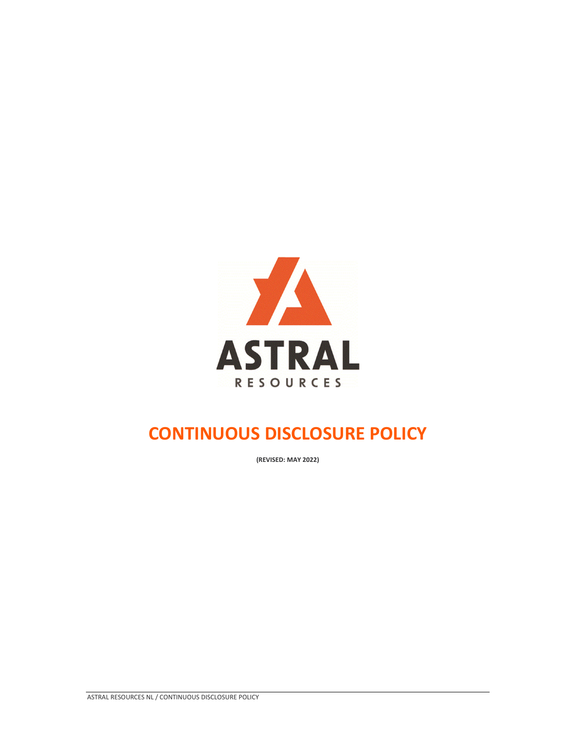ASTRAL

RESOURCES

# CONTINUOUS DISCLOSURE POLICY

**(REVISED: MAY 2022)**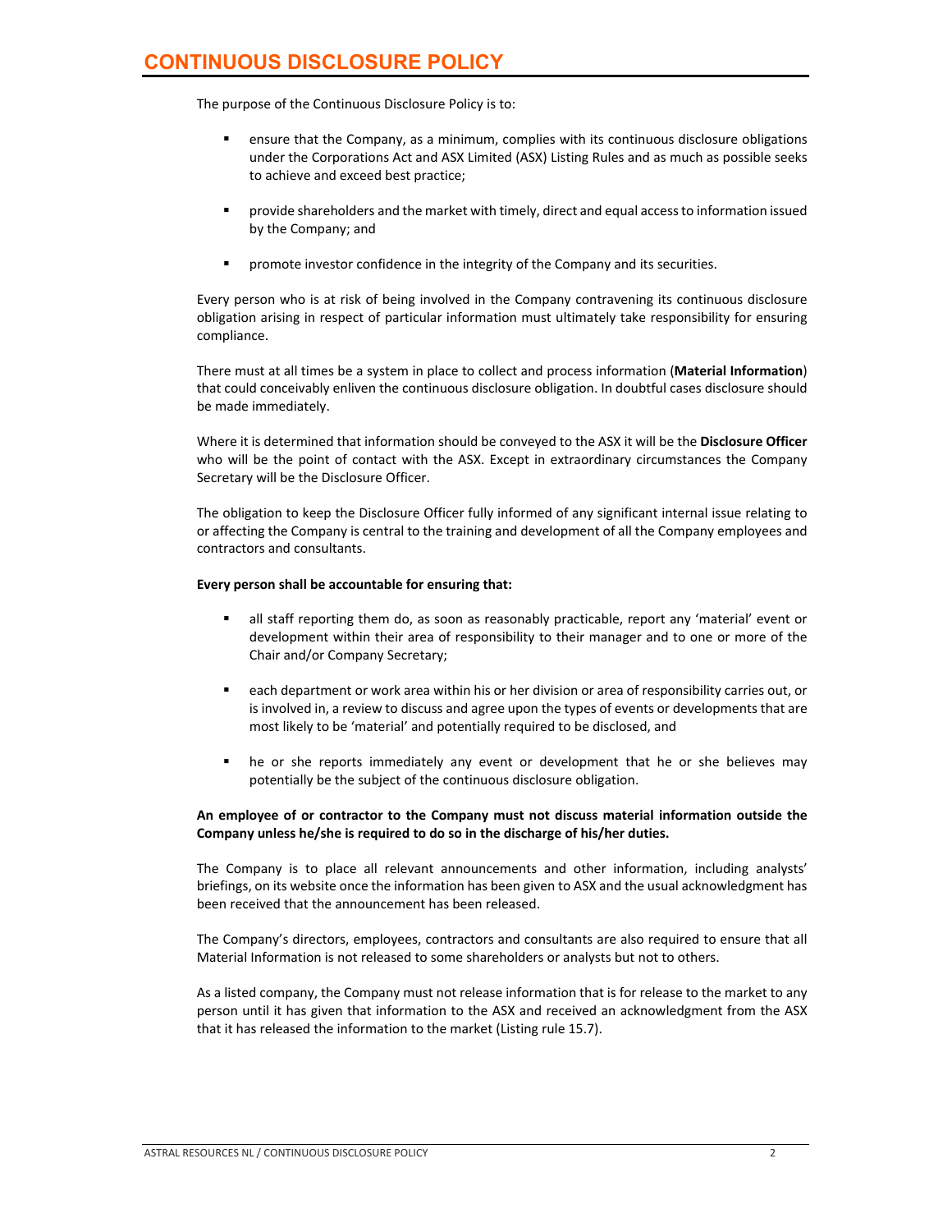# CONTINUOUS DISCLOSURE POLICY

The purpose of the Continuous Disclosure Policy is to:

- ensure that the Company, as a minimum, complies with its continuous disclosure obligations under the Corporations Act and ASX Limited (ASX) Listing Rules and as much as possible seeks to achieve and exceed best practice;
- provide shareholders and the market with timely, direct and equal access to information issued by the Company; and
- promote investor confidence in the integrity of the Company and its securities.

Every person who is at risk of being involved in the Company contravening its continuous disclosure obligation arising in respect of particular information must ultimately take responsibility for ensuring compliance.

There must at all times be a system in place to collect and process information (**Material Information**) that could conceivably enliven the continuous disclosure obligation. In doubtful cases disclosure should be made immediately.

Where it is determined that information should be conveyed to the ASX it will be the **Disclosure Officer** who will be the point of contact with the ASX. Except in extraordinary circumstances the Company Secretary will be the Disclosure Officer.

The obligation to keep the Disclosure Officer fully informed of any significant internal issue relating to or affecting the Company is central to the training and development of all the Company employees and contractors and consultants.

**Every person shall be accountable for ensuring that:**

- all staff reporting them do, as soon as reasonably practicable, report any 'material' event or development within their area of responsibility to their manager and to one or more of the Chair and/or Company Secretary;
- each department or work area within his or her division or area of responsibility carries out, or is involved in, a review to discuss and agree upon the types of events or developments that are most likely to be 'material' and potentially required to be disclosed, and
- he or she reports immediately any event or development that he or she believes may potentially be the subject of the continuous disclosure obligation.

**An employee of or contractor to the Company must not discuss material information outside the Company unless he/she is required to do so in the discharge of his/her duties.**

The Company is to place all relevant announcements and other information, including analysts' briefings, on its website once the information has been given to ASX and the usual acknowledgment has been received that the announcement has been released.

The Company's directors, employees, contractors and consultants are also required to ensure that all Material Information is not released to some shareholders or analysts but not to others.

As a listed company, the Company must not release information that is for release to the market to any person until it has given that information to the ASX and received an acknowledgment from the ASX that it has released the information to the market (Listing rule 15.7).